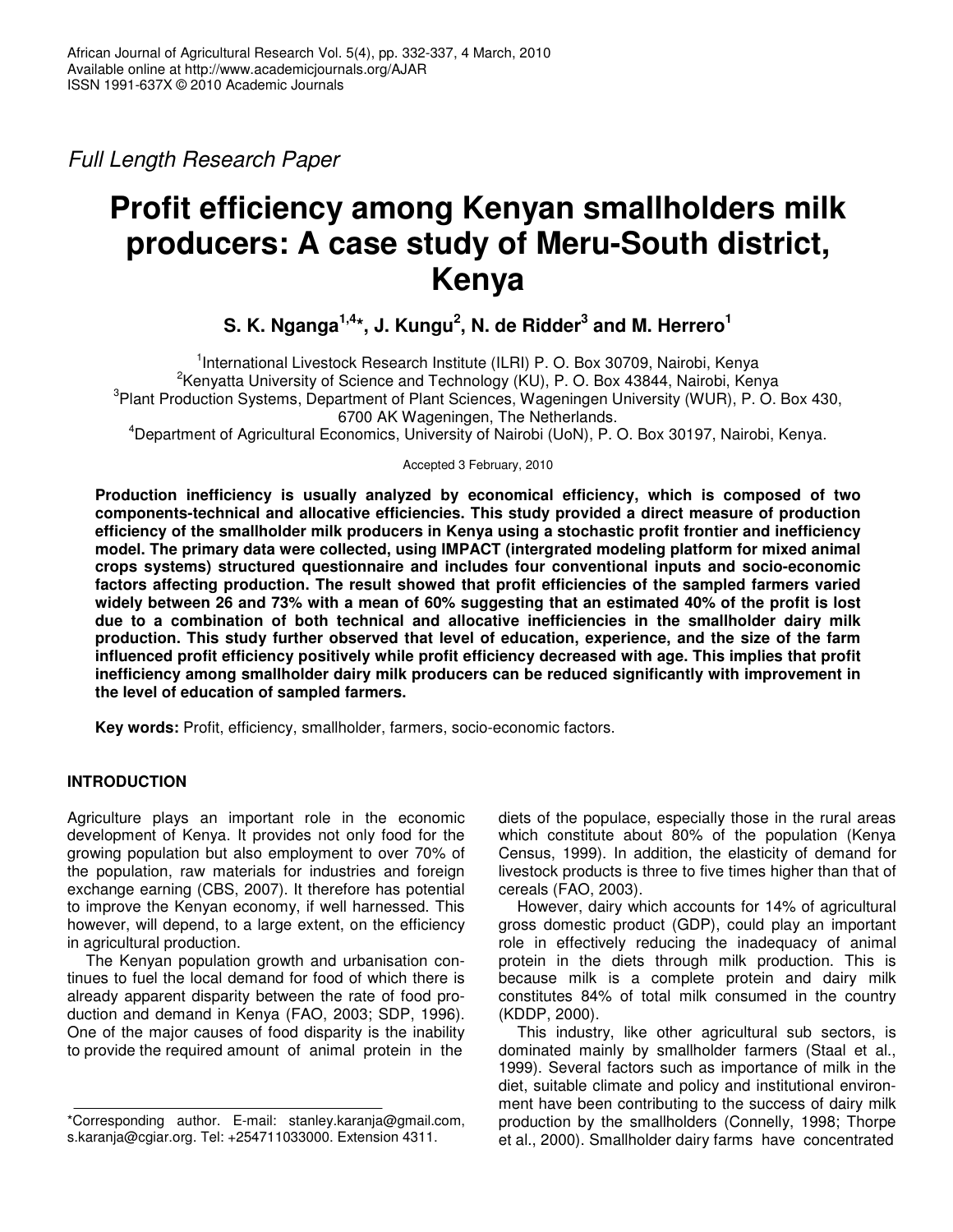*Full Length Research Paper*

# Profit efficiency among Kenyan smallholders milk producers: A case study of Meru-South district, Kenya

**S. K. Nganga[1,4]\*, J. Kungu[2], N. de Ridder[3] and M. Herrero[1]**

[1]International Livestock Research Institute (ILRI) P. O. Box 30709, Nairobi, Kenya
[2]Kenyatta University of Science and Technology (KU), P. O. Box 43844, Nairobi, Kenya
[3]Plant Production Systems, Department of Plant Sciences, Wageningen University (WUR), P. O. Box 430, 6700 AK Wageningen, The Netherlands.
[4]Department of Agricultural Economics, University of Nairobi (UoN), P. O. Box 30197, Nairobi, Kenya.

Accepted 3 February, 2010

**Production inefficiency is usually analyzed by economical efficiency, which is composed of two components-technical and allocative efficiencies. This study provided a direct measure of production efficiency of the smallholder milk producers in Kenya using a stochastic profit frontier and inefficiency model. The primary data were collected, using IMPACT (intergrated modeling platform for mixed animal crops systems) structured questionnaire and includes four conventional inputs and socio-economic factors affecting production. The result showed that profit efficiencies of the sampled farmers varied widely between 26 and 73% with a mean of 60% suggesting that an estimated 40% of the profit is lost due to a combination of both technical and allocative inefficiencies in the smallholder dairy milk production. This study further observed that level of education, experience, and the size of the farm influenced profit efficiency positively while profit efficiency decreased with age. This implies that profit inefficiency among smallholder dairy milk producers can be reduced significantly with improvement in the level of education of sampled farmers.**

**Key words:** Profit, efficiency, smallholder, farmers, socio-economic factors.

## INTRODUCTION

Agriculture plays an important role in the economic development of Kenya. It provides not only food for the growing population but also employment to over 70% of the population, raw materials for industries and foreign exchange earning (CBS, 2007). It therefore has potential to improve the Kenyan economy, if well harnessed. This however, will depend, to a large extent, on the efficiency in agricultural production.

The Kenyan population growth and urbanisation continues to fuel the local demand for food of which there is already apparent disparity between the rate of food production and demand in Kenya (FAO, 2003; SDP, 1996). One of the major causes of food disparity is the inability to provide the required amount of animal protein in the diets of the populace, especially those in the rural areas which constitute about 80% of the population (Kenya Census, 1999). In addition, the elasticity of demand for livestock products is three to five times higher than that of cereals (FAO, 2003).

However, dairy which accounts for 14% of agricultural gross domestic product (GDP), could play an important role in effectively reducing the inadequacy of animal protein in the diets through milk production. This is because milk is a complete protein and dairy milk constitutes 84% of total milk consumed in the country (KDDP, 2000).

This industry, like other agricultural sub sectors, is dominated mainly by smallholder farmers (Staal et al., 1999). Several factors such as importance of milk in the diet, suitable climate and policy and institutional environment have been contributing to the success of dairy milk production by the smallholders (Connelly, 1998; Thorpe et al., 2000). Smallholder dairy farms have concentrated

\*Corresponding author. E-mail: stanley.karanja@gmail.com, s.karanja@cgiar.org. Tel: +254711033000. Extension 4311.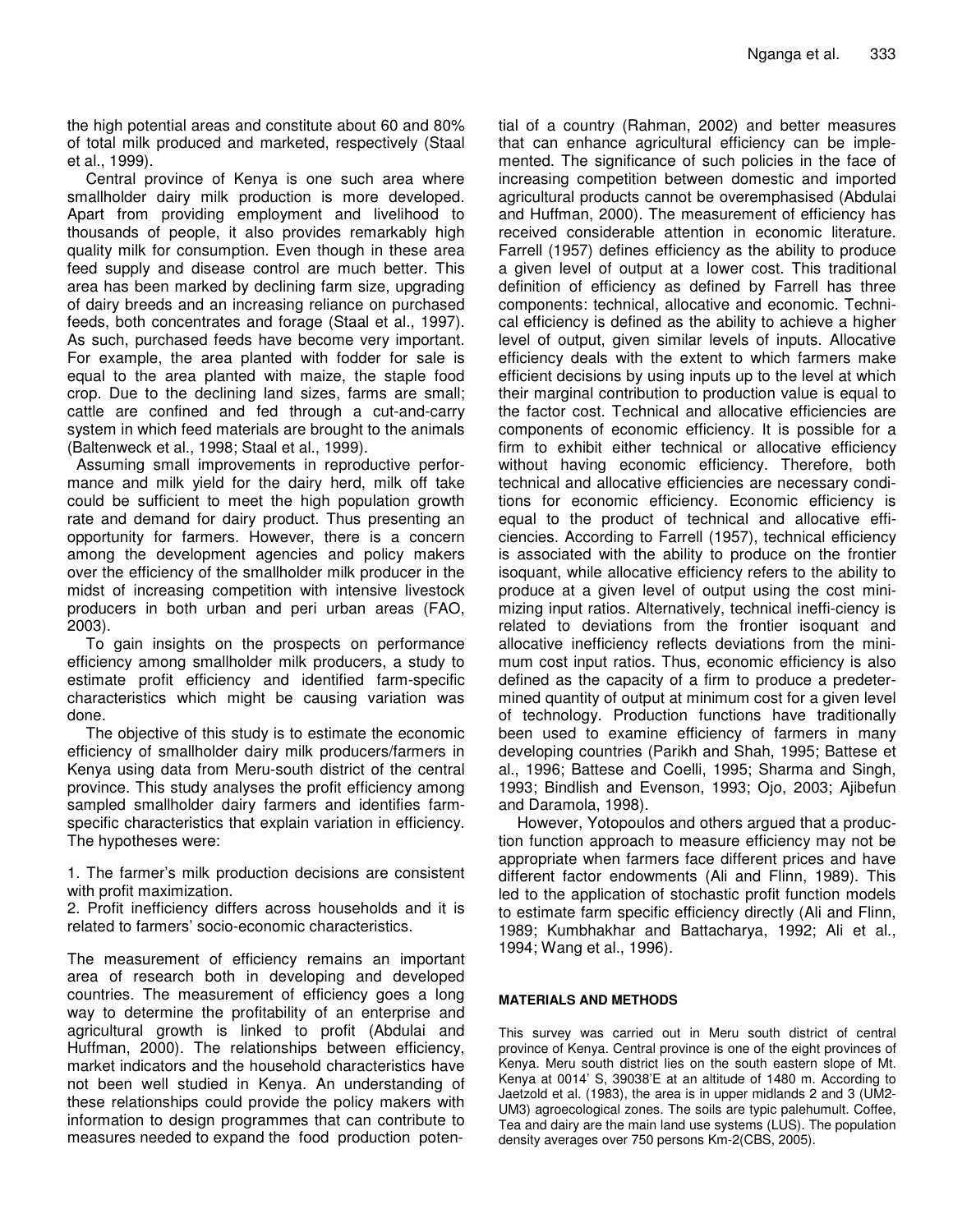the high potential areas and constitute about 60 and 80% of total milk produced and marketed, respectively (Staal et al., 1999).

Central province of Kenya is one such area where smallholder dairy milk production is more developed. Apart from providing employment and livelihood to thousands of people, it also provides remarkably high quality milk for consumption. Even though in these area feed supply and disease control are much better. This area has been marked by declining farm size, upgrading of dairy breeds and an increasing reliance on purchased feeds, both concentrates and forage (Staal et al., 1997). As such, purchased feeds have become very important. For example, the area planted with fodder for sale is equal to the area planted with maize, the staple food crop. Due to the declining land sizes, farms are small; cattle are confined and fed through a cut-and-carry system in which feed materials are brought to the animals (Baltenweck et al., 1998; Staal et al., 1999).

Assuming small improvements in reproductive performance and milk yield for the dairy herd, milk off take could be sufficient to meet the high population growth rate and demand for dairy product. Thus presenting an opportunity for farmers. However, there is a concern among the development agencies and policy makers over the efficiency of the smallholder milk producer in the midst of increasing competition with intensive livestock producers in both urban and peri urban areas (FAO, 2003).

To gain insights on the prospects on performance efficiency among smallholder milk producers, a study to estimate profit efficiency and identified farm-specific characteristics which might be causing variation was done.

The objective of this study is to estimate the economic efficiency of smallholder dairy milk producers/farmers in Kenya using data from Meru-south district of the central province. This study analyses the profit efficiency among sampled smallholder dairy farmers and identifies farm-specific characteristics that explain variation in efficiency. The hypotheses were:

1. The farmer's milk production decisions are consistent with profit maximization.
2. Profit inefficiency differs across households and it is related to farmers' socio-economic characteristics.

The measurement of efficiency remains an important area of research both in developing and developed countries. The measurement of efficiency goes a long way to determine the profitability of an enterprise and agricultural growth is linked to profit (Abdulai and Huffman, 2000). The relationships between efficiency, market indicators and the household characteristics have not been well studied in Kenya. An understanding of these relationships could provide the policy makers with information to design programmes that can contribute to measures needed to expand the food production potential of a country (Rahman, 2002) and better measures that can enhance agricultural efficiency can be implemented. The significance of such policies in the face of increasing competition between domestic and imported agricultural products cannot be overemphasised (Abdulai and Huffman, 2000). The measurement of efficiency has received considerable attention in economic literature. Farrell (1957) defines efficiency as the ability to produce a given level of output at a lower cost. This traditional definition of efficiency as defined by Farrell has three components: technical, allocative and economic. Technical efficiency is defined as the ability to achieve a higher level of output, given similar levels of inputs. Allocative efficiency deals with the extent to which farmers make efficient decisions by using inputs up to the level at which their marginal contribution to production value is equal to the factor cost. Technical and allocative efficiencies are components of economic efficiency. It is possible for a firm to exhibit either technical or allocative efficiency without having economic efficiency. Therefore, both technical and allocative efficiencies are necessary conditions for economic efficiency. Economic efficiency is equal to the product of technical and allocative efficiencies. According to Farrell (1957), technical efficiency is associated with the ability to produce on the frontier isoquant, while allocative efficiency refers to the ability to produce at a given level of output using the cost minimizing input ratios. Alternatively, technical inefficiency is related to deviations from the frontier isoquant and allocative inefficiency reflects deviations from the minimum cost input ratios. Thus, economic efficiency is also defined as the capacity of a firm to produce a predetermined quantity of output at minimum cost for a given level of technology. Production functions have traditionally been used to examine efficiency of farmers in many developing countries (Parikh and Shah, 1995; Battese et al., 1996; Battese and Coelli, 1995; Sharma and Singh, 1993; Bindlish and Evenson, 1993; Ojo, 2003; Ajibefun and Daramola, 1998).

However, Yotopoulos and others argued that a production function approach to measure efficiency may not be appropriate when farmers face different prices and have different factor endowments (Ali and Flinn, 1989). This led to the application of stochastic profit function models to estimate farm specific efficiency directly (Ali and Flinn, 1989; Kumbhakhar and Battacharya, 1992; Ali et al., 1994; Wang et al., 1996).

## MATERIALS AND METHODS

This survey was carried out in Meru south district of central province of Kenya. Central province is one of the eight provinces of Kenya. Meru south district lies on the south eastern slope of Mt. Kenya at 0014' S, 39038'E at an altitude of 1480 m. According to Jaetzold et al. (1983), the area is in upper midlands 2 and 3 (UM2-UM3) agroecological zones. The soils are typic palehumult. Coffee, Tea and dairy are the main land use systems (LUS). The population density averages over 750 persons Km-2(CBS, 2005).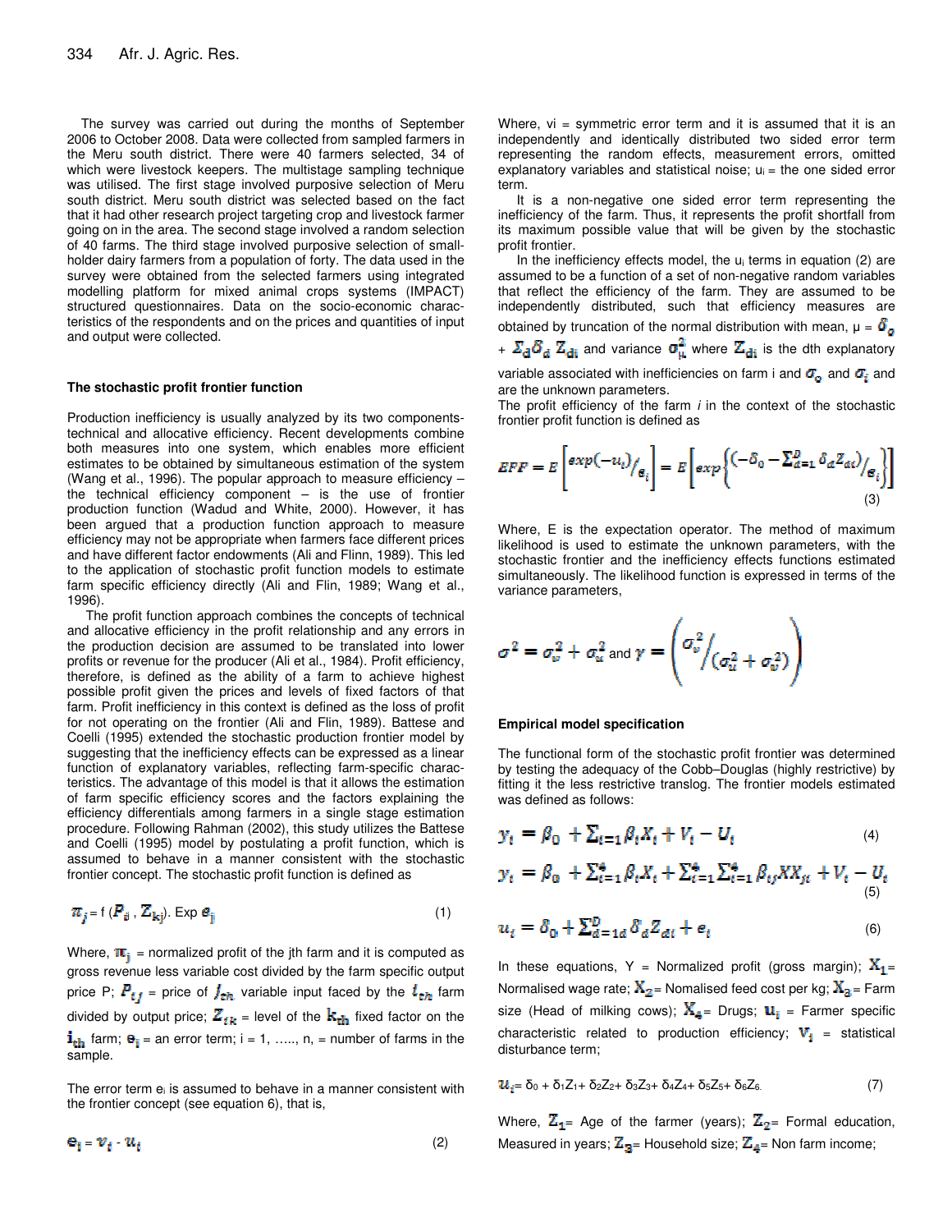The survey was carried out during the months of September 2006 to October 2008. Data were collected from sampled farmers in the Meru south district. There were 40 farmers selected, 34 of which were livestock keepers. The multistage sampling technique was utilised. The first stage involved purposive selection of Meru south district. Meru south district was selected based on the fact that it had other research project targeting crop and livestock farmer going on in the area. The second stage involved a random selection of 40 farms. The third stage involved purposive selection of small-holder dairy farmers from a population of forty. The data used in the survey were obtained from the selected farmers using integrated modelling platform for mixed animal crops systems (IMPACT) structured questionnaires. Data on the socio-economic characteristics of the respondents and on the prices and quantities of input and output were collected.

### The stochastic profit frontier function

Production inefficiency is usually analyzed by its two components-technical and allocative efficiency. Recent developments combine both measures into one system, which enables more efficient estimates to be obtained by simultaneous estimation of the system (Wang et al., 1996). The popular approach to measure efficiency – the technical efficiency component – is the use of frontier production function (Wadud and White, 2000). However, it has been argued that a production function approach to measure efficiency may not be appropriate when farmers face different prices and have different factor endowments (Ali and Flinn, 1989). This led to the application of stochastic profit function models to estimate farm specific efficiency directly (Ali and Flin, 1989; Wang et al., 1996).

The profit function approach combines the concepts of technical and allocative efficiency in the profit relationship and any errors in the production decision are assumed to be translated into lower profits or revenue for the producer (Ali et al., 1984). Profit efficiency, therefore, is defined as the ability of a farm to achieve highest possible profit given the prices and levels of fixed factors of that farm. Profit inefficiency in this context is defined as the loss of profit for not operating on the frontier (Ali and Flin, 1989). Battese and Coelli (1995) extended the stochastic production frontier model by suggesting that the inefficiency effects can be expressed as a linear function of explanatory variables, reflecting farm-specific characteristics. The advantage of this model is that it allows the estimation of farm specific efficiency scores and the factors explaining the efficiency differentials among farmers in a single stage estimation procedure. Following Rahman (2002), this study utilizes the Battese and Coelli (1995) model by postulating a profit function, which is assumed to behave in a manner consistent with the stochastic frontier concept. The stochastic profit function is defined as

$$\pi_j = f\,(P_{ij}\,,\, Z_{kj}).\ \mathrm{Exp}\ e_j \tag{1}$$

Where, $\pi_j$ = normalized profit of the jth farm and it is computed as gross revenue less variable cost divided by the farm specific output price P; $P_{ij}$ = price of $j_{th}$ variable input faced by the $i_{th}$ farm divided by output price; $Z_{ik}$ = level of the $k_{th}$ fixed factor on the $i_{th}$ farm; $e_i$ = an error term; i = 1, ….., n, = number of farms in the sample.

The error term $e_i$ is assumed to behave in a manner consistent with the frontier concept (see equation 6), that is,

$$e_i = v_i - u_i \tag{2}$$

Where, vi = symmetric error term and it is assumed that it is an independently and identically distributed two sided error term representing the random effects, measurement errors, omitted explanatory variables and statistical noise; $u_i$ = the one sided error term.

It is a non-negative one sided error term representing the inefficiency of the farm. Thus, it represents the profit shortfall from its maximum possible value that will be given by the stochastic profit frontier.

In the inefficiency effects model, the $u_i$ terms in equation (2) are assumed to be a function of a set of non-negative random variables that reflect the efficiency of the farm. They are assumed to be independently distributed, such that efficiency measures are obtained by truncation of the normal distribution with mean, $\mu = \delta_0 + \Sigma_d \delta_d\, Z_{di}$ and variance $\sigma^2_{\mu}$ where $Z_{di}$ is the dth explanatory variable associated with inefficiencies on farm i and $\sigma_o$ and $\sigma_i$ and are the unknown parameters.

The profit efficiency of the farm *i* in the context of the stochastic frontier profit function is defined as

$$EFF = E\left[{exp(-u_i)}/_{e_i}\right] = E\left[exp\left\{{(-\delta_0 - \textstyle\sum_{d=1}^{D} \delta_d Z_{di})}/_{e_i}\right\}\right] \tag{3}$$

Where, E is the expectation operator. The method of maximum likelihood is used to estimate the unknown parameters, with the stochastic frontier and the inefficiency effects functions estimated simultaneously. The likelihood function is expressed in terms of the variance parameters,

$$\sigma^2 = \sigma_v^2 + \sigma_u^2 \text{ and } \gamma = \left({\sigma_v^2}/_{(\sigma_u^2 + \sigma_v^2)}\right)$$

### Empirical model specification

The functional form of the stochastic profit frontier was determined by testing the adequacy of the Cobb–Douglas (highly restrictive) by fitting it the less restrictive translog. The frontier models estimated was defined as follows:

$$y_i = \beta_0 + \textstyle\sum_{i=1} \beta_i X_i + V_i - U_i \tag{4}$$

$$y_i = \beta_0 + \textstyle\sum_{i=1}^{4} \beta_i X_i + \sum_{i=1}^{4} \sum_{j=1}^{4} \beta_{ij} X X_{ji} + V_i - U_i \tag{5}$$

$$u_i = \delta_0 + \textstyle\sum_{d=1d}^{D} \delta_d Z_{di} + e_i \tag{6}$$

In these equations, Y = Normalized profit (gross margin); $X_1$= Normalised wage rate; $X_2$= Nomalised feed cost per kg; $X_3$= Farm size (Head of milking cows); $X_4$= Drugs; $u_i$ = Farmer specific characteristic related to production efficiency; $V_i$ = statistical disturbance term;

$$u_i = \delta_0 + \delta_1 Z_1 + \delta_2 Z_2 + \delta_3 Z_3 + \delta_4 Z_4 + \delta_5 Z_5 + \delta_6 Z_6. \tag{7}$$

Where, $Z_1$= Age of the farmer (years); $Z_2$= Formal education, Measured in years; $Z_3$= Household size; $Z_4$= Non farm income;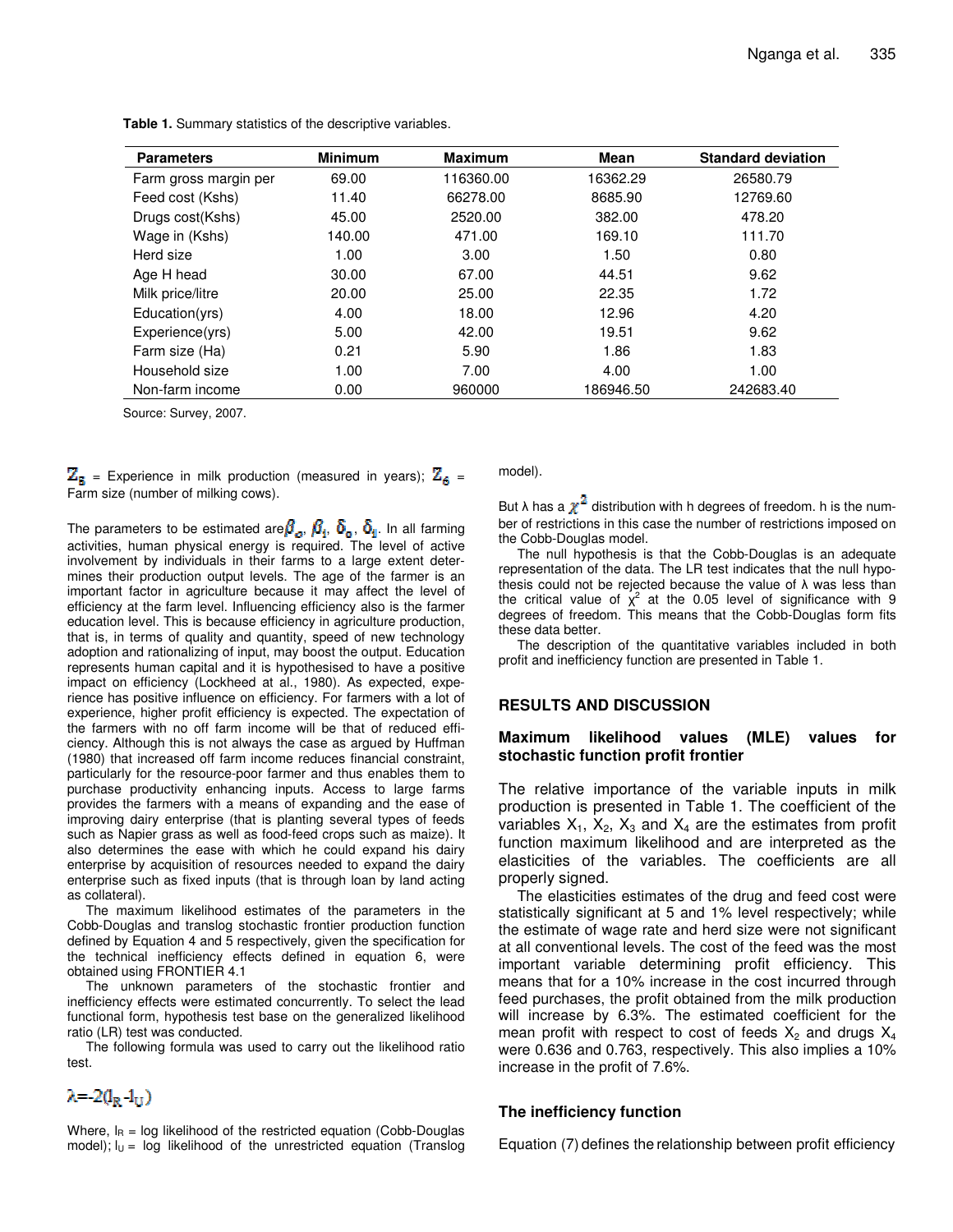**Table 1.** Summary statistics of the descriptive variables.

| Parameters | Minimum | Maximum | Mean | Standard deviation |
|---|---|---|---|---|
| Farm gross margin per | 69.00 | 116360.00 | 16362.29 | 26580.79 |
| Feed cost (Kshs) | 11.40 | 66278.00 | 8685.90 | 12769.60 |
| Drugs cost(Kshs) | 45.00 | 2520.00 | 382.00 | 478.20 |
| Wage in (Kshs) | 140.00 | 471.00 | 169.10 | 111.70 |
| Herd size | 1.00 | 3.00 | 1.50 | 0.80 |
| Age H head | 30.00 | 67.00 | 44.51 | 9.62 |
| Milk price/litre | 20.00 | 25.00 | 22.35 | 1.72 |
| Education(yrs) | 4.00 | 18.00 | 12.96 | 4.20 |
| Experience(yrs) | 5.00 | 42.00 | 19.51 | 9.62 |
| Farm size (Ha) | 0.21 | 5.90 | 1.86 | 1.83 |
| Household size | 1.00 | 7.00 | 4.00 | 1.00 |
| Non-farm income | 0.00 | 960000 | 186946.50 | 242683.40 |

Source: Survey, 2007.

$Z_5$ = Experience in milk production (measured in years); $Z_6$ = Farm size (number of milking cows).

The parameters to be estimated are $\beta_o$, $\beta_1$, $\delta_o$, $\delta_1$. In all farming activities, human physical energy is required. The level of active involvement by individuals in their farms to a large extent determines their production output levels. The age of the farmer is an important factor in agriculture because it may affect the level of efficiency at the farm level. Influencing efficiency also is the farmer education level. This is because efficiency in agriculture production, that is, in terms of quality and quantity, speed of new technology adoption and rationalizing of input, may boost the output. Education represents human capital and it is hypothesised to have a positive impact on efficiency (Lockheed at al., 1980). As expected, experience has positive influence on efficiency. For farmers with a lot of experience, higher profit efficiency is expected. The expectation of the farmers with no off farm income will be that of reduced efficiency. Although this is not always the case as argued by Huffman (1980) that increased off farm income reduces financial constraint, particularly for the resource-poor farmer and thus enables them to purchase productivity enhancing inputs. Access to large farms provides the farmers with a means of expanding and the ease of improving dairy enterprise (that is planting several types of feeds such as Napier grass as well as food-feed crops such as maize). It also determines the ease with which he could expand his dairy enterprise by acquisition of resources needed to expand the dairy enterprise such as fixed inputs (that is through loan by land acting as collateral).

The maximum likelihood estimates of the parameters in the Cobb-Douglas and translog stochastic frontier production function defined by Equation 4 and 5 respectively, given the specification for the technical inefficiency effects defined in equation 6, were obtained using FRONTIER 4.1

The unknown parameters of the stochastic frontier and inefficiency effects were estimated concurrently. To select the lead functional form, hypothesis test base on the generalized likelihood ratio (LR) test was conducted.

The following formula was used to carry out the likelihood ratio test.

$$\lambda = -2(l_R - l_U)$$

Where, $l_R$ = log likelihood of the restricted equation (Cobb-Douglas model); $l_U$ = log likelihood of the unrestricted equation (Translog model).

But λ has a $\chi^2$ distribution with h degrees of freedom. h is the number of restrictions in this case the number of restrictions imposed on the Cobb-Douglas model.

The null hypothesis is that the Cobb-Douglas is an adequate representation of the data. The LR test indicates that the null hypothesis could not be rejected because the value of λ was less than the critical value of $\chi^2$ at the 0.05 level of significance with 9 degrees of freedom. This means that the Cobb-Douglas form fits these data better.

The description of the quantitative variables included in both profit and inefficiency function are presented in Table 1.

## RESULTS AND DISCUSSION

### Maximum likelihood values (MLE) values for stochastic function profit frontier

The relative importance of the variable inputs in milk production is presented in Table 1. The coefficient of the variables $X_1$, $X_2$, $X_3$ and $X_4$ are the estimates from profit function maximum likelihood and are interpreted as the elasticities of the variables. The coefficients are all properly signed.

The elasticities estimates of the drug and feed cost were statistically significant at 5 and 1% level respectively; while the estimate of wage rate and herd size were not significant at all conventional levels. The cost of the feed was the most important variable determining profit efficiency. This means that for a 10% increase in the cost incurred through feed purchases, the profit obtained from the milk production will increase by 6.3%. The estimated coefficient for the mean profit with respect to cost of feeds $X_2$ and drugs $X_4$ were 0.636 and 0.763, respectively. This also implies a 10% increase in the profit of 7.6%.

### The inefficiency function

Equation (7) defines the relationship between profit efficiency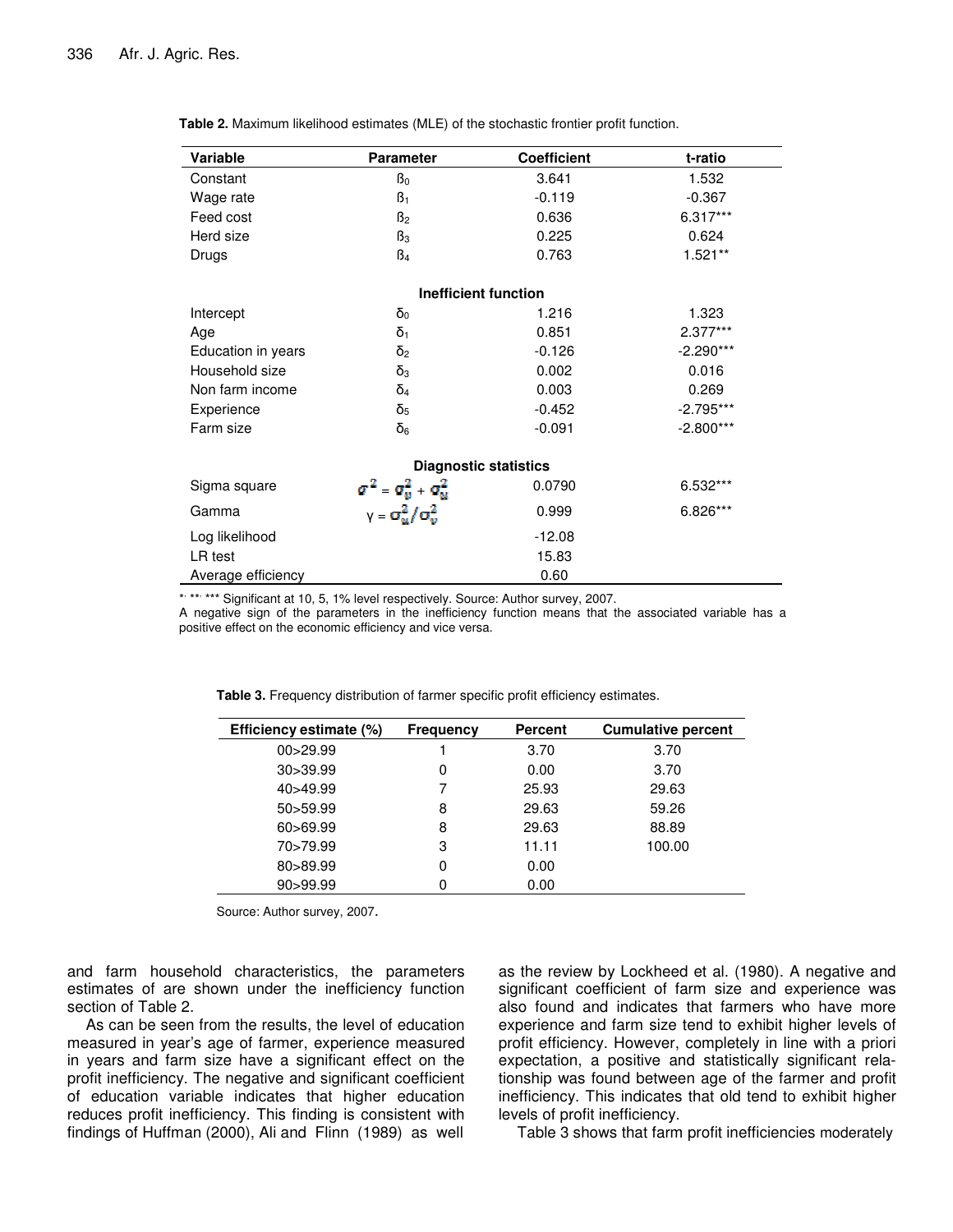**Table 2.** Maximum likelihood estimates (MLE) of the stochastic frontier profit function.

| Variable | Parameter | Coefficient | t-ratio |
|---|---|---|---|
| Constant | $\beta_0$ | 3.641 | 1.532 |
| Wage rate | $\beta_1$ | -0.119 | -0.367 |
| Feed cost | $\beta_2$ | 0.636 | 6.317*** |
| Herd size | $\beta_3$ | 0.225 | 0.624 |
| Drugs | $\beta_4$ | 0.763 | 1.521** |
| **Inefficient function** | | | |
| Intercept | $\delta_0$ | 1.216 | 1.323 |
| Age | $\delta_1$ | 0.851 | 2.377*** |
| Education in years | $\delta_2$ | -0.126 | -2.290*** |
| Household size | $\delta_3$ | 0.002 | 0.016 |
| Non farm income | $\delta_4$ | 0.003 | 0.269 |
| Experience | $\delta_5$ | -0.452 | -2.795*** |
| Farm size | $\delta_6$ | -0.091 | -2.800*** |
| **Diagnostic statistics** | | | |
| Sigma square | $\sigma^2 = \sigma_v^2 + \sigma_u^2$ | 0.0790 | 6.532*** |
| Gamma | $\gamma = \sigma_u^2/\sigma_v^2$ | 0.999 | 6.826*** |
| Log likelihood | | -12.08 | |
| LR test | | 15.83 | |
| Average efficiency | | 0.60 | |

*, **, *** Significant at 10, 5, 1% level respectively. Source: Author survey, 2007.
A negative sign of the parameters in the inefficiency function means that the associated variable has a positive effect on the economic efficiency and vice versa.

**Table 3.** Frequency distribution of farmer specific profit efficiency estimates.

| Efficiency estimate (%) | Frequency | Percent | Cumulative percent |
|---|---|---|---|
| 00>29.99 | 1 | 3.70 | 3.70 |
| 30>39.99 | 0 | 0.00 | 3.70 |
| 40>49.99 | 7 | 25.93 | 29.63 |
| 50>59.99 | 8 | 29.63 | 59.26 |
| 60>69.99 | 8 | 29.63 | 88.89 |
| 70>79.99 | 3 | 11.11 | 100.00 |
| 80>89.99 | 0 | 0.00 | |
| 90>99.99 | 0 | 0.00 | |

Source: Author survey, 2007.

and farm household characteristics, the parameters estimates of are shown under the inefficiency function section of Table 2.

As can be seen from the results, the level of education measured in year's age of farmer, experience measured in years and farm size have a significant effect on the profit inefficiency. The negative and significant coefficient of education variable indicates that higher education reduces profit inefficiency. This finding is consistent with findings of Huffman (2000), Ali and Flinn (1989) as well as the review by Lockheed et al. (1980). A negative and significant coefficient of farm size and experience was also found and indicates that farmers who have more experience and farm size tend to exhibit higher levels of profit efficiency. However, completely in line with a priori expectation, a positive and statistically significant relationship was found between age of the farmer and profit inefficiency. This indicates that old tend to exhibit higher levels of profit inefficiency.

Table 3 shows that farm profit inefficiencies moderately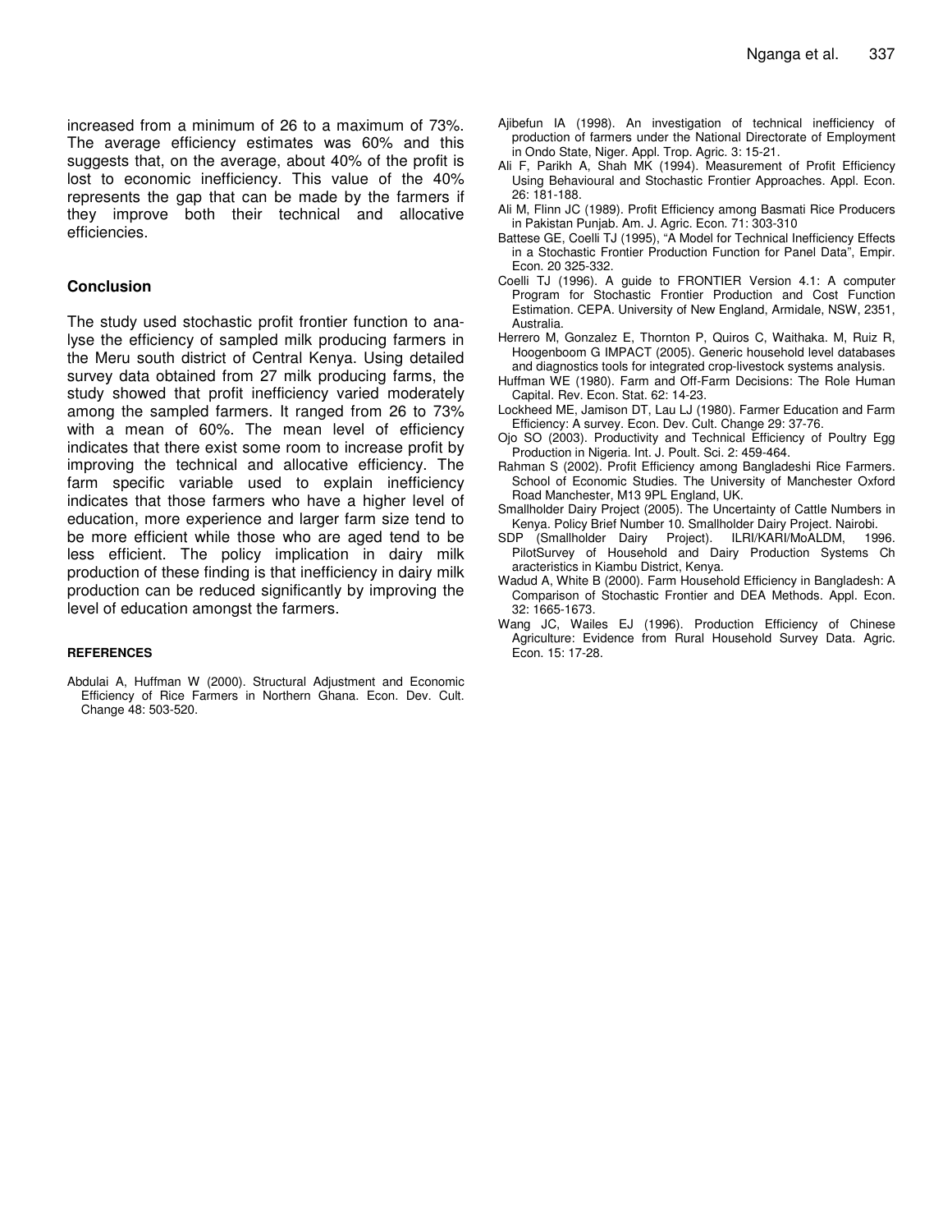increased from a minimum of 26 to a maximum of 73%. The average efficiency estimates was 60% and this suggests that, on the average, about 40% of the profit is lost to economic inefficiency. This value of the 40% represents the gap that can be made by the farmers if they improve both their technical and allocative efficiencies.

## Conclusion

The study used stochastic profit frontier function to analyse the efficiency of sampled milk producing farmers in the Meru south district of Central Kenya. Using detailed survey data obtained from 27 milk producing farms, the study showed that profit inefficiency varied moderately among the sampled farmers. It ranged from 26 to 73% with a mean of 60%. The mean level of efficiency indicates that there exist some room to increase profit by improving the technical and allocative efficiency. The farm specific variable used to explain inefficiency indicates that those farmers who have a higher level of education, more experience and larger farm size tend to be more efficient while those who are aged tend to be less efficient. The policy implication in dairy milk production of these finding is that inefficiency in dairy milk production can be reduced significantly by improving the level of education amongst the farmers.

## REFERENCES

Abdulai A, Huffman W (2000). Structural Adjustment and Economic Efficiency of Rice Farmers in Northern Ghana. Econ. Dev. Cult. Change 48: 503-520.

Ajibefun IA (1998). An investigation of technical inefficiency of production of farmers under the National Directorate of Employment in Ondo State, Niger. Appl. Trop. Agric. 3: 15-21.

Ali F, Parikh A, Shah MK (1994). Measurement of Profit Efficiency Using Behavioural and Stochastic Frontier Approaches. Appl. Econ. 26: 181-188.

Ali M, Flinn JC (1989). Profit Efficiency among Basmati Rice Producers in Pakistan Punjab. Am. J. Agric. Econ. 71: 303-310

Battese GE, Coelli TJ (1995), "A Model for Technical Inefficiency Effects in a Stochastic Frontier Production Function for Panel Data", Empir. Econ. 20 325-332.

Coelli TJ (1996). A guide to FRONTIER Version 4.1: A computer Program for Stochastic Frontier Production and Cost Function Estimation. CEPA. University of New England, Armidale, NSW, 2351, Australia.

Herrero M, Gonzalez E, Thornton P, Quiros C, Waithaka. M, Ruiz R, Hoogenboom G IMPACT (2005). Generic household level databases and diagnostics tools for integrated crop-livestock systems analysis.

Huffman WE (1980). Farm and Off-Farm Decisions: The Role Human Capital. Rev. Econ. Stat. 62: 14-23.

Lockheed ME, Jamison DT, Lau LJ (1980). Farmer Education and Farm Efficiency: A survey. Econ. Dev. Cult. Change 29: 37-76.

Ojo SO (2003). Productivity and Technical Efficiency of Poultry Egg Production in Nigeria. Int. J. Poult. Sci. 2: 459-464.

Rahman S (2002). Profit Efficiency among Bangladeshi Rice Farmers. School of Economic Studies. The University of Manchester Oxford Road Manchester, M13 9PL England, UK.

Smallholder Dairy Project (2005). The Uncertainty of Cattle Numbers in Kenya. Policy Brief Number 10. Smallholder Dairy Project. Nairobi.

SDP (Smallholder Dairy Project). ILRI/KARI/MoALDM, 1996. PilotSurvey of Household and Dairy Production Systems Characteristics in Kiambu District, Kenya.

Wadud A, White B (2000). Farm Household Efficiency in Bangladesh: A Comparison of Stochastic Frontier and DEA Methods. Appl. Econ. 32: 1665-1673.

Wang JC, Wailes EJ (1996). Production Efficiency of Chinese Agriculture: Evidence from Rural Household Survey Data. Agric. Econ. 15: 17-28.